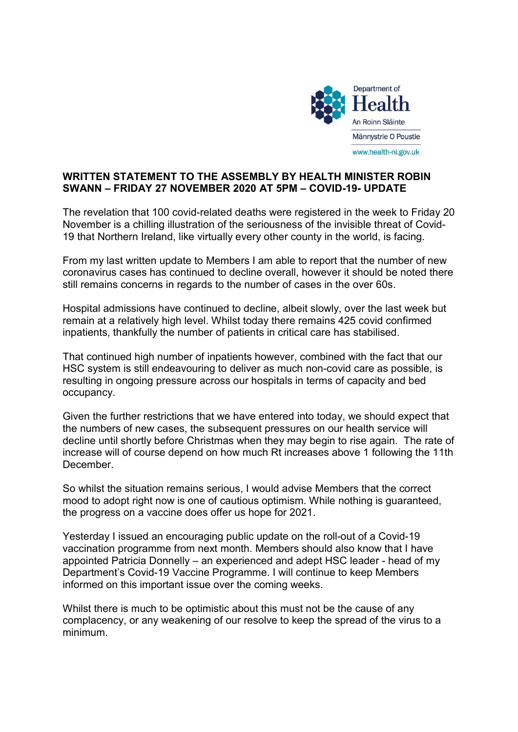Department of Health
An Roinn Sláinte
Männystrie O Poustie
www.health-ni.gov.uk

**WRITTEN STATEMENT TO THE ASSEMBLY BY HEALTH MINISTER ROBIN SWANN – FRIDAY 27 NOVEMBER 2020 AT 5PM – COVID-19- UPDATE**

The revelation that 100 covid-related deaths were registered in the week to Friday 20 November is a chilling illustration of the seriousness of the invisible threat of Covid-19 that Northern Ireland, like virtually every other county in the world, is facing.

From my last written update to Members I am able to report that the number of new coronavirus cases has continued to decline overall, however it should be noted there still remains concerns in regards to the number of cases in the over 60s.

Hospital admissions have continued to decline, albeit slowly, over the last week but remain at a relatively high level. Whilst today there remains 425 covid confirmed inpatients, thankfully the number of patients in critical care has stabilised.

That continued high number of inpatients however, combined with the fact that our HSC system is still endeavouring to deliver as much non-covid care as possible, is resulting in ongoing pressure across our hospitals in terms of capacity and bed occupancy.

Given the further restrictions that we have entered into today, we should expect that the numbers of new cases, the subsequent pressures on our health service will decline until shortly before Christmas when they may begin to rise again. The rate of increase will of course depend on how much Rt increases above 1 following the 11th December.

So whilst the situation remains serious, I would advise Members that the correct mood to adopt right now is one of cautious optimism. While nothing is guaranteed, the progress on a vaccine does offer us hope for 2021.

Yesterday I issued an encouraging public update on the roll-out of a Covid-19 vaccination programme from next month. Members should also know that I have appointed Patricia Donnelly – an experienced and adept HSC leader - head of my Department's Covid-19 Vaccine Programme. I will continue to keep Members informed on this important issue over the coming weeks.

Whilst there is much to be optimistic about this must not be the cause of any complacency, or any weakening of our resolve to keep the spread of the virus to a minimum.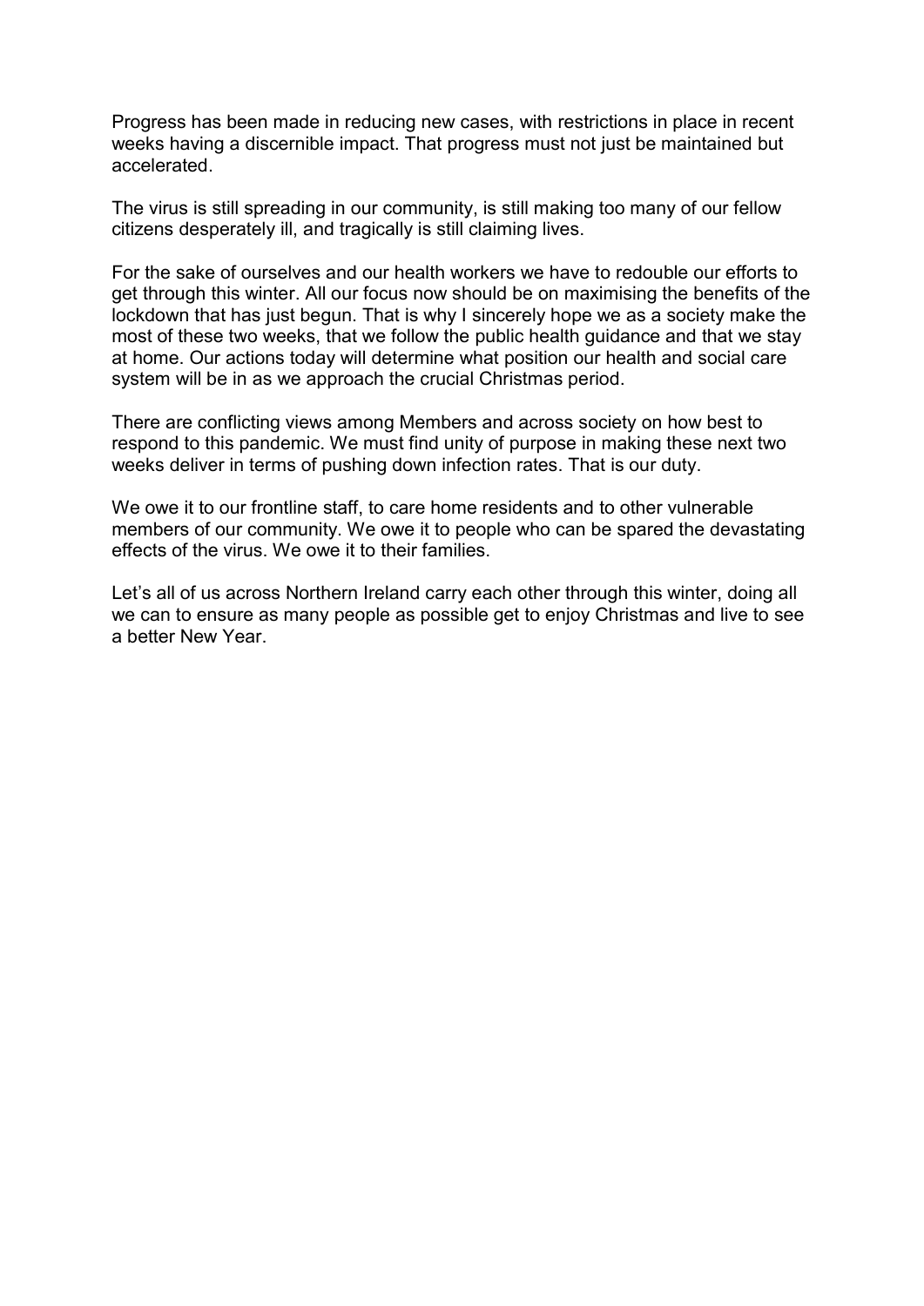Progress has been made in reducing new cases, with restrictions in place in recent weeks having a discernible impact. That progress must not just be maintained but accelerated.

The virus is still spreading in our community, is still making too many of our fellow citizens desperately ill, and tragically is still claiming lives.

For the sake of ourselves and our health workers we have to redouble our efforts to get through this winter. All our focus now should be on maximising the benefits of the lockdown that has just begun. That is why I sincerely hope we as a society make the most of these two weeks, that we follow the public health guidance and that we stay at home. Our actions today will determine what position our health and social care system will be in as we approach the crucial Christmas period.

There are conflicting views among Members and across society on how best to respond to this pandemic. We must find unity of purpose in making these next two weeks deliver in terms of pushing down infection rates. That is our duty.

We owe it to our frontline staff, to care home residents and to other vulnerable members of our community. We owe it to people who can be spared the devastating effects of the virus. We owe it to their families.

Let's all of us across Northern Ireland carry each other through this winter, doing all we can to ensure as many people as possible get to enjoy Christmas and live to see a better New Year.